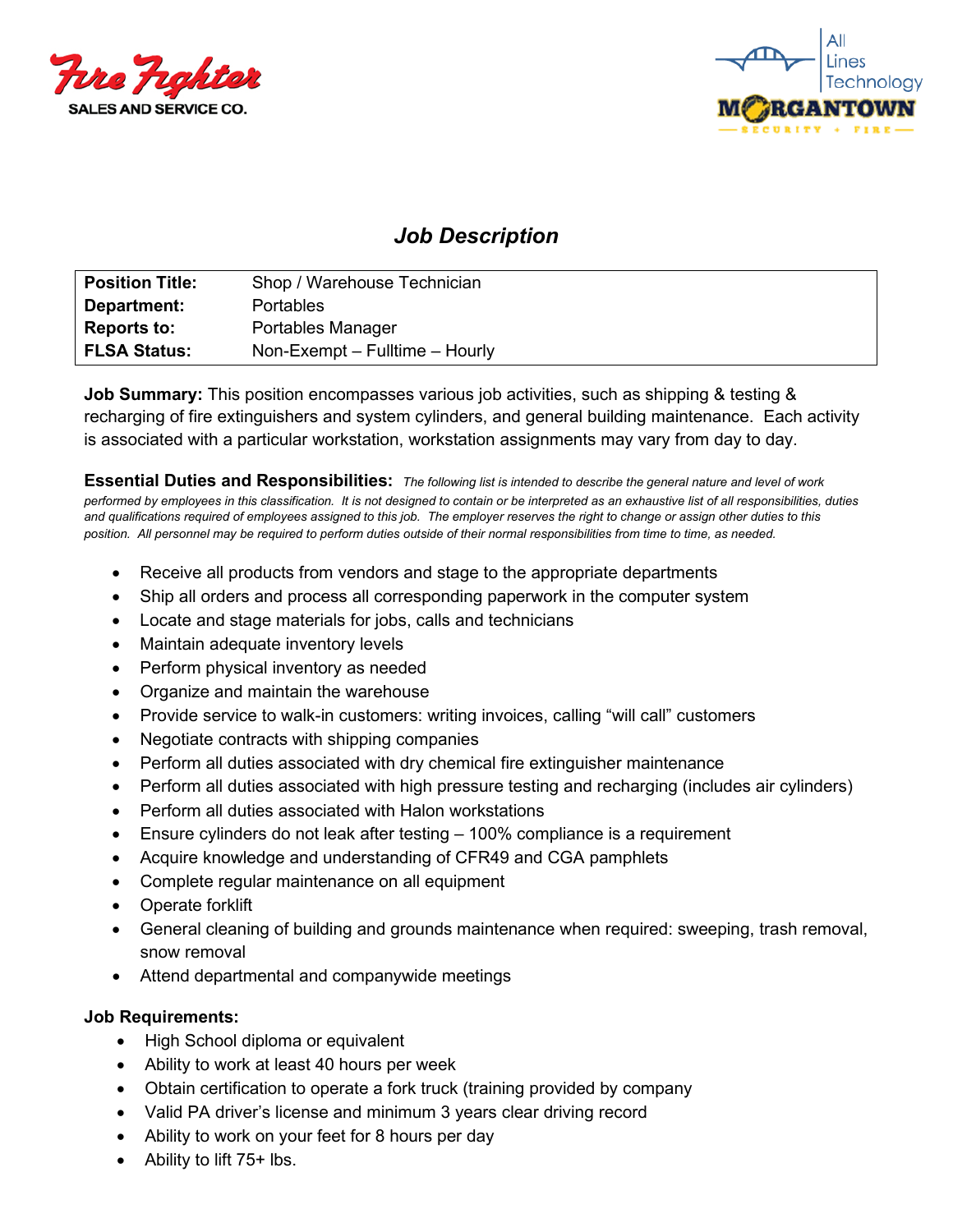Fire Fighter SALES AND SERVICE CO.

All Lines Technology
MORGANTOWN SECURITY + FIRE

# *Job Description*

| **Position Title:** | Shop / Warehouse Technician |
|---|---|
| **Department:** | Portables |
| **Reports to:** | Portables Manager |
| **FLSA Status:** | Non-Exempt – Fulltime – Hourly |

**Job Summary:** This position encompasses various job activities, such as shipping & testing & recharging of fire extinguishers and system cylinders, and general building maintenance. Each activity is associated with a particular workstation, workstation assignments may vary from day to day.

**Essential Duties and Responsibilities:** *The following list is intended to describe the general nature and level of work performed by employees in this classification. It is not designed to contain or be interpreted as an exhaustive list of all responsibilities, duties and qualifications required of employees assigned to this job. The employer reserves the right to change or assign other duties to this position. All personnel may be required to perform duties outside of their normal responsibilities from time to time, as needed.*

- Receive all products from vendors and stage to the appropriate departments
- Ship all orders and process all corresponding paperwork in the computer system
- Locate and stage materials for jobs, calls and technicians
- Maintain adequate inventory levels
- Perform physical inventory as needed
- Organize and maintain the warehouse
- Provide service to walk-in customers: writing invoices, calling "will call" customers
- Negotiate contracts with shipping companies
- Perform all duties associated with dry chemical fire extinguisher maintenance
- Perform all duties associated with high pressure testing and recharging (includes air cylinders)
- Perform all duties associated with Halon workstations
- Ensure cylinders do not leak after testing – 100% compliance is a requirement
- Acquire knowledge and understanding of CFR49 and CGA pamphlets
- Complete regular maintenance on all equipment
- Operate forklift
- General cleaning of building and grounds maintenance when required: sweeping, trash removal, snow removal
- Attend departmental and companywide meetings

**Job Requirements:**

- High School diploma or equivalent
- Ability to work at least 40 hours per week
- Obtain certification to operate a fork truck (training provided by company
- Valid PA driver's license and minimum 3 years clear driving record
- Ability to work on your feet for 8 hours per day
- Ability to lift 75+ lbs.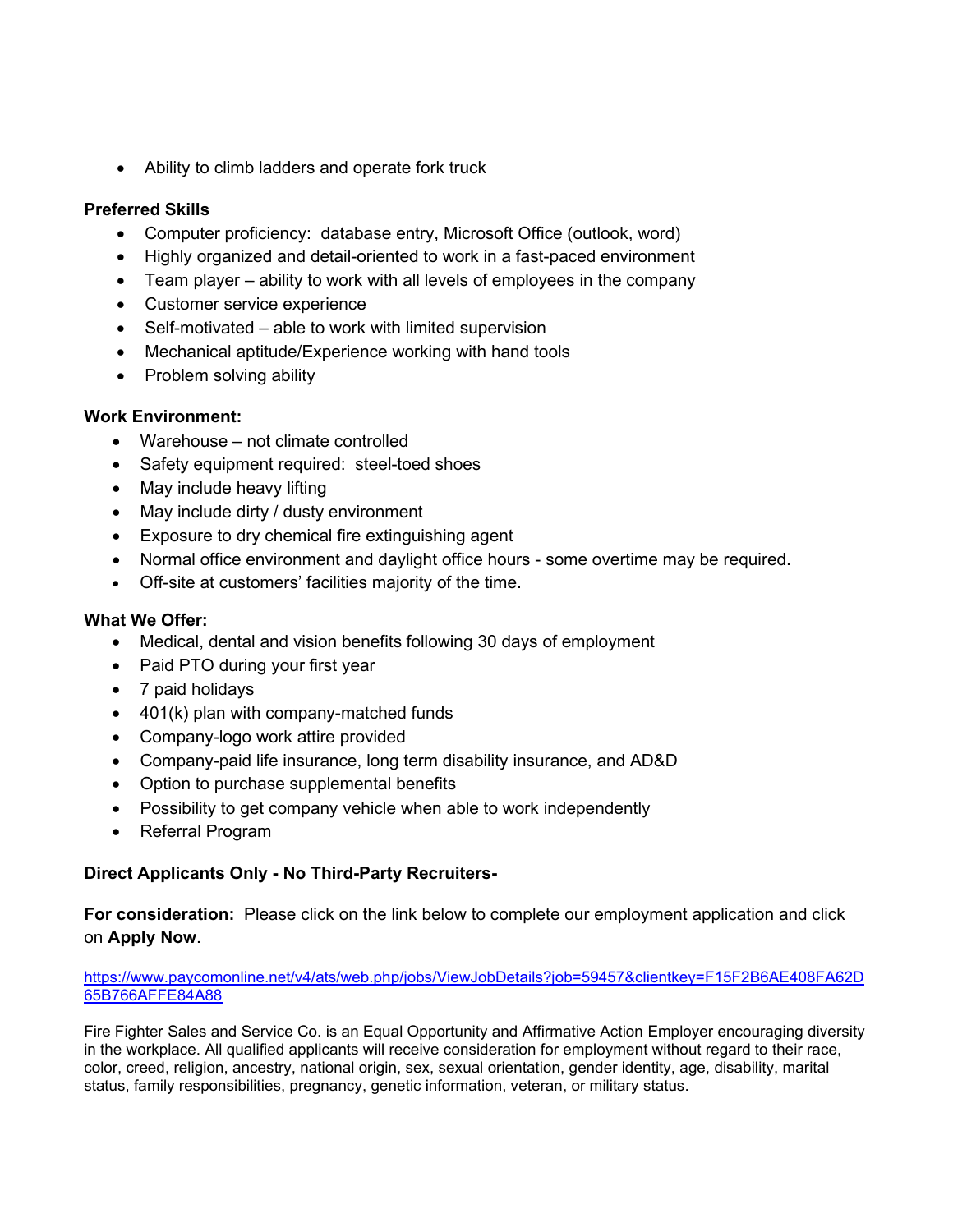- Ability to climb ladders and operate fork truck

**Preferred Skills**

- Computer proficiency: database entry, Microsoft Office (outlook, word)
- Highly organized and detail-oriented to work in a fast-paced environment
- Team player – ability to work with all levels of employees in the company
- Customer service experience
- Self-motivated – able to work with limited supervision
- Mechanical aptitude/Experience working with hand tools
- Problem solving ability

**Work Environment:**

- Warehouse – not climate controlled
- Safety equipment required: steel-toed shoes
- May include heavy lifting
- May include dirty / dusty environment
- Exposure to dry chemical fire extinguishing agent
- Normal office environment and daylight office hours - some overtime may be required.
- Off-site at customers' facilities majority of the time.

**What We Offer:**

- Medical, dental and vision benefits following 30 days of employment
- Paid PTO during your first year
- 7 paid holidays
- 401(k) plan with company-matched funds
- Company-logo work attire provided
- Company-paid life insurance, long term disability insurance, and AD&D
- Option to purchase supplemental benefits
- Possibility to get company vehicle when able to work independently
- Referral Program

**Direct Applicants Only - No Third-Party Recruiters-**

**For consideration:** Please click on the link below to complete our employment application and click on **Apply Now**.

https://www.paycomonline.net/v4/ats/web.php/jobs/ViewJobDetails?job=59457&clientkey=F15F2B6AE408FA62D65B766AFFE84A88

Fire Fighter Sales and Service Co. is an Equal Opportunity and Affirmative Action Employer encouraging diversity in the workplace. All qualified applicants will receive consideration for employment without regard to their race, color, creed, religion, ancestry, national origin, sex, sexual orientation, gender identity, age, disability, marital status, family responsibilities, pregnancy, genetic information, veteran, or military status.